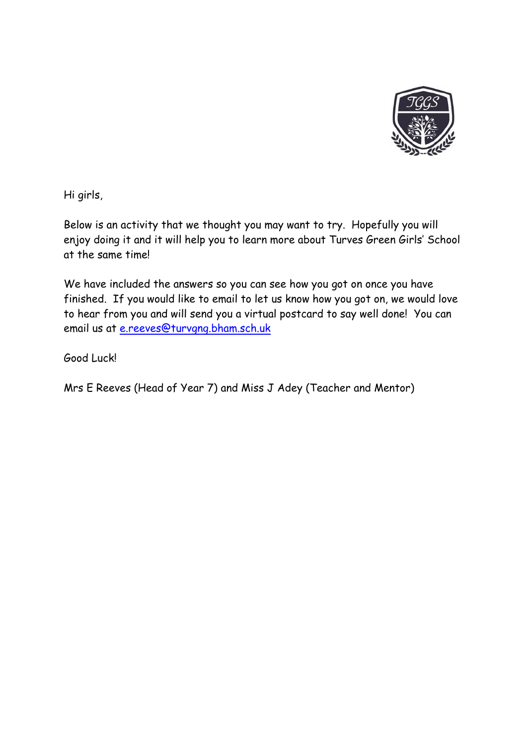Hi girls,

Below is an activity that we thought you may want to try. Hopefully you will enjoy doing it and it will help you to learn more about Turves Green Girls' School at the same time!

We have included the answers so you can see how you got on once you have finished. If you would like to email to let us know how you got on, we would love to hear from you and will send you a virtual postcard to say well done! You can email us at [e.reeves@turvgng.bham.sch.uk](mailto:e.reeves@turvgng.bham.sch.uk)

Good Luck!

Mrs E Reeves (Head of Year 7) and Miss J Adey (Teacher and Mentor)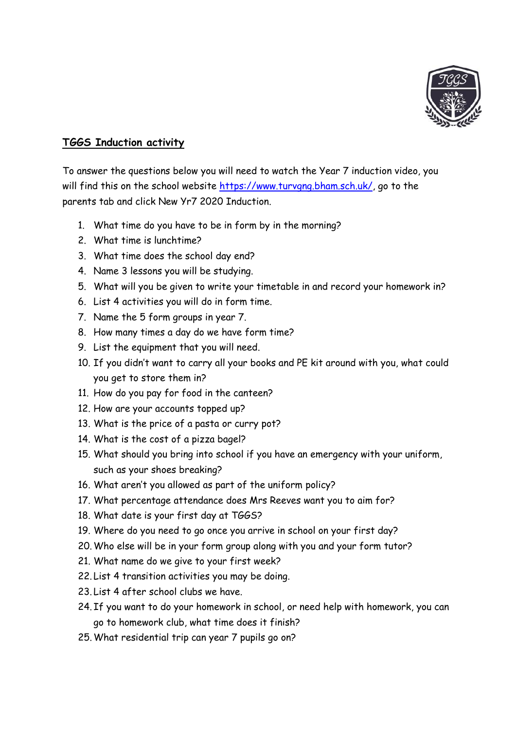**TGGS Induction activity**

To answer the questions below you will need to watch the Year 7 induction video, you will find this on the school website [https://www.turvgng.bham.sch.uk/](https://www.turvgng.bham.sch.uk/), go to the parents tab and click New Yr7 2020 Induction.

1. What time do you have to be in form by in the morning?
2. What time is lunchtime?
3. What time does the school day end?
4. Name 3 lessons you will be studying.
5. What will you be given to write your timetable in and record your homework in?
6. List 4 activities you will do in form time.
7. Name the 5 form groups in year 7.
8. How many times a day do we have form time?
9. List the equipment that you will need.
10. If you didn't want to carry all your books and PE kit around with you, what could you get to store them in?
11. How do you pay for food in the canteen?
12. How are your accounts topped up?
13. What is the price of a pasta or curry pot?
14. What is the cost of a pizza bagel?
15. What should you bring into school if you have an emergency with your uniform, such as your shoes breaking?
16. What aren't you allowed as part of the uniform policy?
17. What percentage attendance does Mrs Reeves want you to aim for?
18. What date is your first day at TGGS?
19. Where do you need to go once you arrive in school on your first day?
20. Who else will be in your form group along with you and your form tutor?
21. What name do we give to your first week?
22. List 4 transition activities you may be doing.
23. List 4 after school clubs we have.
24. If you want to do your homework in school, or need help with homework, you can go to homework club, what time does it finish?
25. What residential trip can year 7 pupils go on?